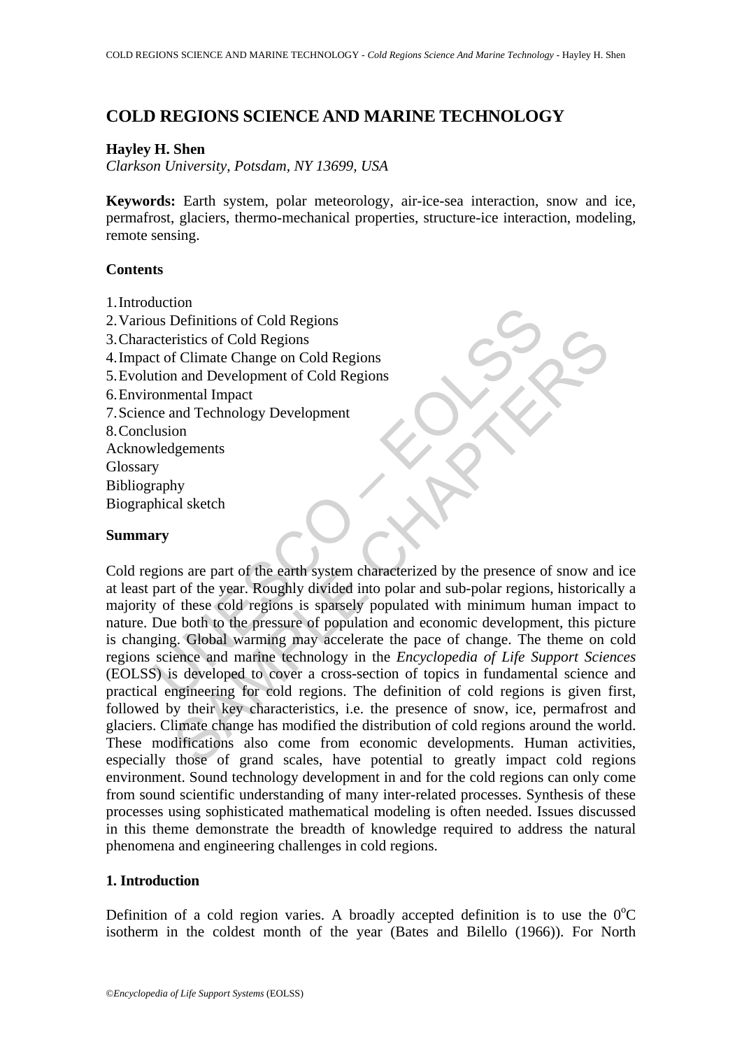# COLD REGIONS SCIENCE AND MARINE TECHNOLOGY

**Hayley H. Shen**

*Clarkson University, Potsdam, NY 13699, USA*

**Keywords:** Earth system, polar meteorology, air-ice-sea interaction, snow and ice, permafrost, glaciers, thermo-mechanical properties, structure-ice interaction, modeling, remote sensing.

**Contents**

1. Introduction
2. Various Definitions of Cold Regions
3. Characteristics of Cold Regions
4. Impact of Climate Change on Cold Regions
5. Evolution and Development of Cold Regions
6. Environmental Impact
7. Science and Technology Development
8. Conclusion

Acknowledgements
Glossary
Bibliography
Biographical sketch

**Summary**

Cold regions are part of the earth system characterized by the presence of snow and ice at least part of the year. Roughly divided into polar and sub-polar regions, historically a majority of these cold regions is sparsely populated with minimum human impact to nature. Due both to the pressure of population and economic development, this picture is changing. Global warming may accelerate the pace of change. The theme on cold regions science and marine technology in the *Encyclopedia of Life Support Sciences* (EOLSS) is developed to cover a cross-section of topics in fundamental science and practical engineering for cold regions. The definition of cold regions is given first, followed by their key characteristics, i.e. the presence of snow, ice, permafrost and glaciers. Climate change has modified the distribution of cold regions around the world. These modifications also come from economic developments. Human activities, especially those of grand scales, have potential to greatly impact cold regions environment. Sound technology development in and for the cold regions can only come from sound scientific understanding of many inter-related processes. Synthesis of these processes using sophisticated mathematical modeling is often needed. Issues discussed in this theme demonstrate the breadth of knowledge required to address the natural phenomena and engineering challenges in cold regions.

## 1. Introduction

Definition of a cold region varies. A broadly accepted definition is to use the $0^{o}C$ isotherm in the coldest month of the year (Bates and Bilello (1966)). For North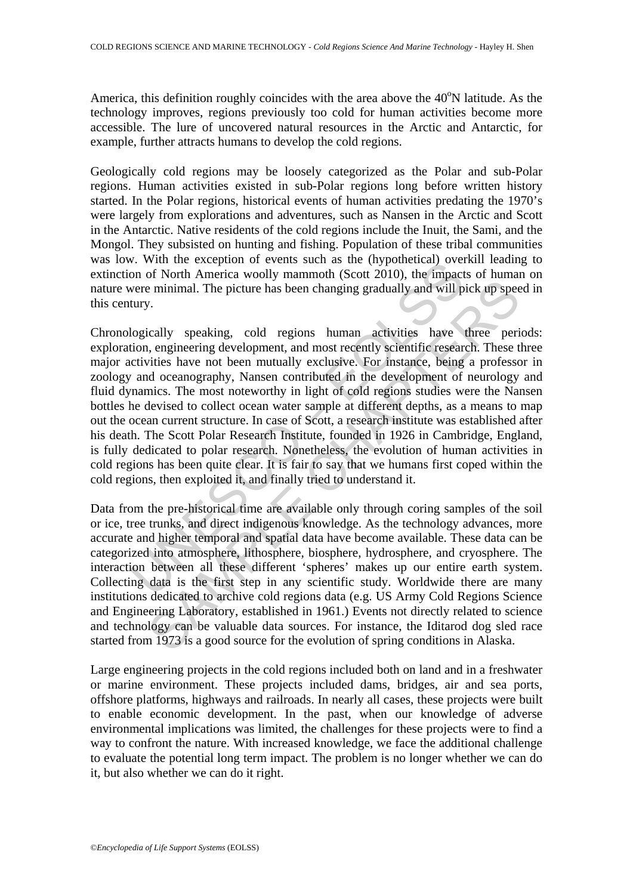America, this definition roughly coincides with the area above the 40$^o$N latitude. As the technology improves, regions previously too cold for human activities become more accessible. The lure of uncovered natural resources in the Arctic and Antarctic, for example, further attracts humans to develop the cold regions.

Geologically cold regions may be loosely categorized as the Polar and sub-Polar regions. Human activities existed in sub-Polar regions long before written history started. In the Polar regions, historical events of human activities predating the 1970's were largely from explorations and adventures, such as Nansen in the Arctic and Scott in the Antarctic. Native residents of the cold regions include the Inuit, the Sami, and the Mongol. They subsisted on hunting and fishing. Population of these tribal communities was low. With the exception of events such as the (hypothetical) overkill leading to extinction of North America woolly mammoth (Scott 2010), the impacts of human on nature were minimal. The picture has been changing gradually and will pick up speed in this century.

Chronologically speaking, cold regions human activities have three periods: exploration, engineering development, and most recently scientific research. These three major activities have not been mutually exclusive. For instance, being a professor in zoology and oceanography, Nansen contributed in the development of neurology and fluid dynamics. The most noteworthy in light of cold regions studies were the Nansen bottles he devised to collect ocean water sample at different depths, as a means to map out the ocean current structure. In case of Scott, a research institute was established after his death. The Scott Polar Research Institute, founded in 1926 in Cambridge, England, is fully dedicated to polar research. Nonetheless, the evolution of human activities in cold regions has been quite clear. It is fair to say that we humans first coped within the cold regions, then exploited it, and finally tried to understand it.

Data from the pre-historical time are available only through coring samples of the soil or ice, tree trunks, and direct indigenous knowledge. As the technology advances, more accurate and higher temporal and spatial data have become available. These data can be categorized into atmosphere, lithosphere, biosphere, hydrosphere, and cryosphere. The interaction between all these different 'spheres' makes up our entire earth system. Collecting data is the first step in any scientific study. Worldwide there are many institutions dedicated to archive cold regions data (e.g. US Army Cold Regions Science and Engineering Laboratory, established in 1961.) Events not directly related to science and technology can be valuable data sources. For instance, the Iditarod dog sled race started from 1973 is a good source for the evolution of spring conditions in Alaska.

Large engineering projects in the cold regions included both on land and in a freshwater or marine environment. These projects included dams, bridges, air and sea ports, offshore platforms, highways and railroads. In nearly all cases, these projects were built to enable economic development. In the past, when our knowledge of adverse environmental implications was limited, the challenges for these projects were to find a way to confront the nature. With increased knowledge, we face the additional challenge to evaluate the potential long term impact. The problem is no longer whether we can do it, but also whether we can do it right.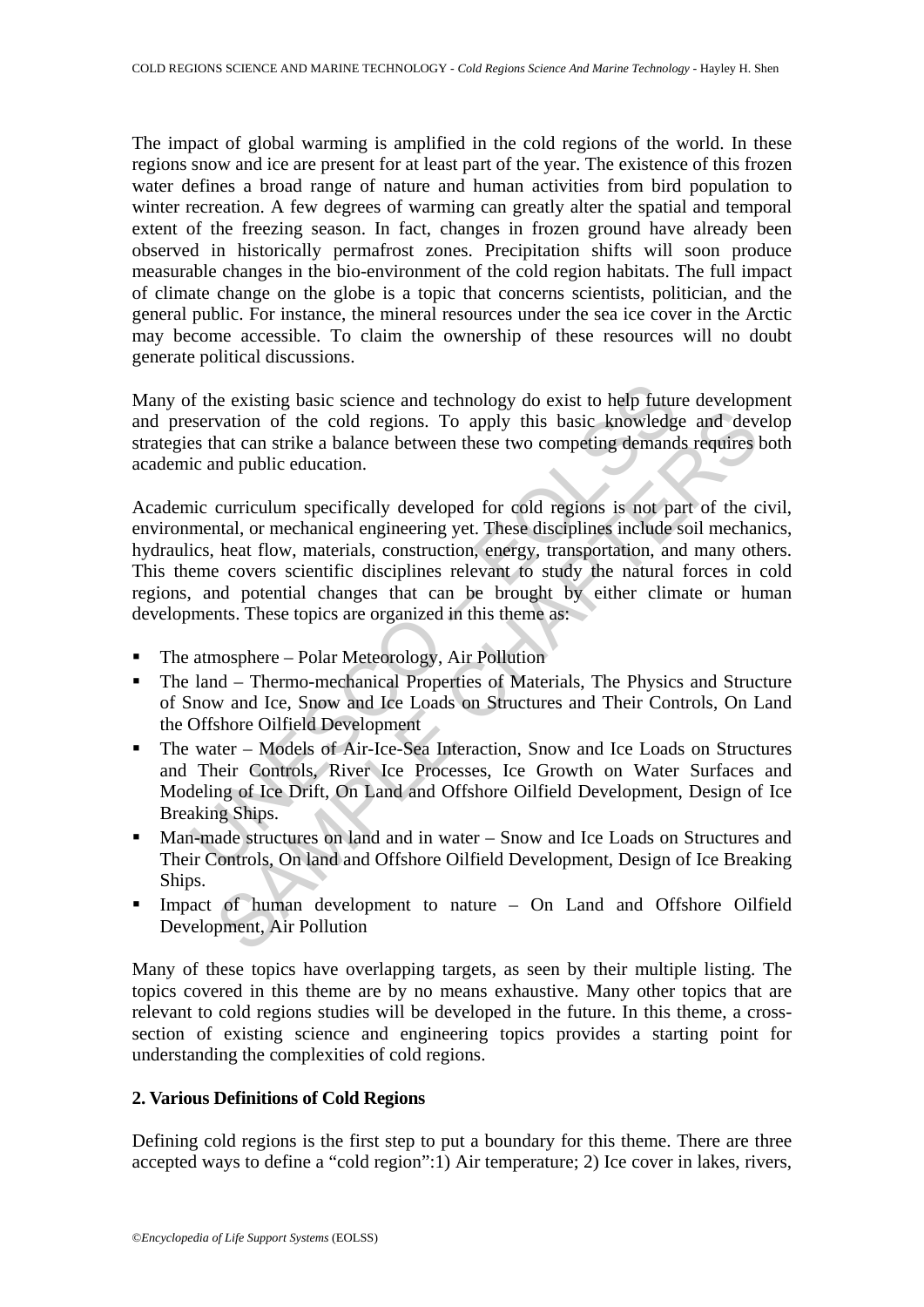The impact of global warming is amplified in the cold regions of the world. In these regions snow and ice are present for at least part of the year. The existence of this frozen water defines a broad range of nature and human activities from bird population to winter recreation. A few degrees of warming can greatly alter the spatial and temporal extent of the freezing season. In fact, changes in frozen ground have already been observed in historically permafrost zones. Precipitation shifts will soon produce measurable changes in the bio-environment of the cold region habitats. The full impact of climate change on the globe is a topic that concerns scientists, politician, and the general public. For instance, the mineral resources under the sea ice cover in the Arctic may become accessible. To claim the ownership of these resources will no doubt generate political discussions.

Many of the existing basic science and technology do exist to help future development and preservation of the cold regions. To apply this basic knowledge and develop strategies that can strike a balance between these two competing demands requires both academic and public education.

Academic curriculum specifically developed for cold regions is not part of the civil, environmental, or mechanical engineering yet. These disciplines include soil mechanics, hydraulics, heat flow, materials, construction, energy, transportation, and many others. This theme covers scientific disciplines relevant to study the natural forces in cold regions, and potential changes that can be brought by either climate or human developments. These topics are organized in this theme as:

- The atmosphere – Polar Meteorology, Air Pollution
- The land – Thermo-mechanical Properties of Materials, The Physics and Structure of Snow and Ice, Snow and Ice Loads on Structures and Their Controls, On Land the Offshore Oilfield Development
- The water – Models of Air-Ice-Sea Interaction, Snow and Ice Loads on Structures and Their Controls, River Ice Processes, Ice Growth on Water Surfaces and Modeling of Ice Drift, On Land and Offshore Oilfield Development, Design of Ice Breaking Ships.
- Man-made structures on land and in water – Snow and Ice Loads on Structures and Their Controls, On land and Offshore Oilfield Development, Design of Ice Breaking Ships.
- Impact of human development to nature – On Land and Offshore Oilfield Development, Air Pollution

Many of these topics have overlapping targets, as seen by their multiple listing. The topics covered in this theme are by no means exhaustive. Many other topics that are relevant to cold regions studies will be developed in the future. In this theme, a cross-section of existing science and engineering topics provides a starting point for understanding the complexities of cold regions.

## 2. Various Definitions of Cold Regions

Defining cold regions is the first step to put a boundary for this theme. There are three accepted ways to define a "cold region":1) Air temperature; 2) Ice cover in lakes, rivers,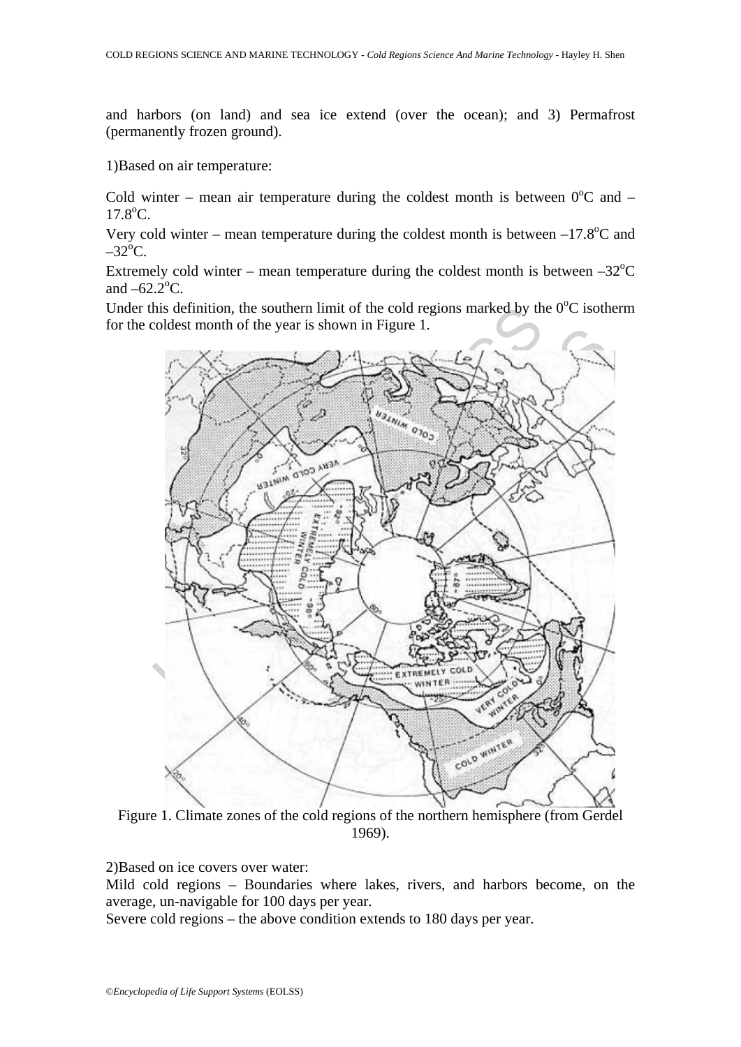and harbors (on land) and sea ice extend (over the ocean); and 3) Permafrost (permanently frozen ground).

1)Based on air temperature:

Cold winter – mean air temperature during the coldest month is between 0°C and –17.8°C.

Very cold winter – mean temperature during the coldest month is between –17.8°C and –32°C.

Extremely cold winter – mean temperature during the coldest month is between –32°C and –62.2°C.

Under this definition, the southern limit of the cold regions marked by the 0°C isotherm for the coldest month of the year is shown in Figure 1.

Figure 1. Climate zones of the cold regions of the northern hemisphere (from Gerdel 1969).

2)Based on ice covers over water:

Mild cold regions – Boundaries where lakes, rivers, and harbors become, on the average, un-navigable for 100 days per year.

Severe cold regions – the above condition extends to 180 days per year.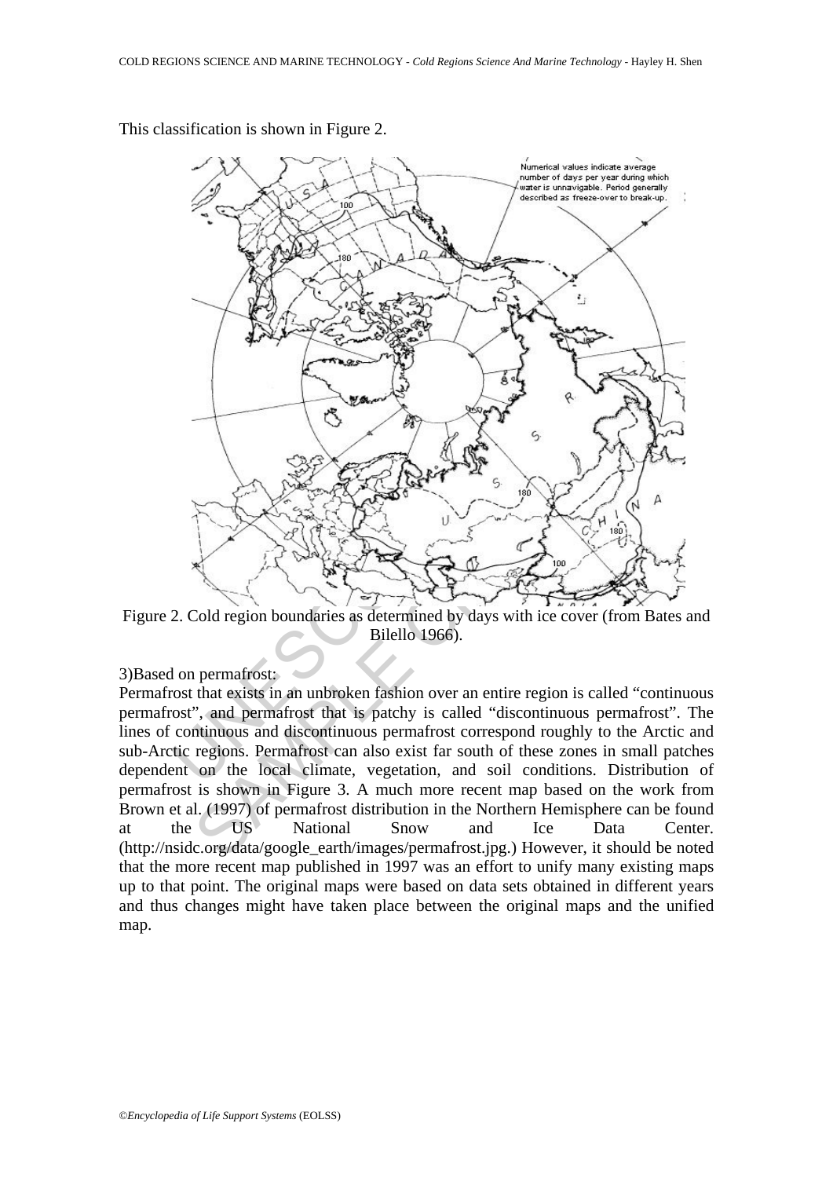This classification is shown in Figure 2.

Figure 2. Cold region boundaries as determined by days with ice cover (from Bates and Bilello 1966).

3)Based on permafrost:

Permafrost that exists in an unbroken fashion over an entire region is called "continuous permafrost", and permafrost that is patchy is called "discontinuous permafrost". The lines of continuous and discontinuous permafrost correspond roughly to the Arctic and sub-Arctic regions. Permafrost can also exist far south of these zones in small patches dependent on the local climate, vegetation, and soil conditions. Distribution of permafrost is shown in Figure 3. A much more recent map based on the work from Brown et al. (1997) of permafrost distribution in the Northern Hemisphere can be found at the US National Snow and Ice Data Center. (http://nsidc.org/data/google_earth/images/permafrost.jpg.) However, it should be noted that the more recent map published in 1997 was an effort to unify many existing maps up to that point. The original maps were based on data sets obtained in different years and thus changes might have taken place between the original maps and the unified map.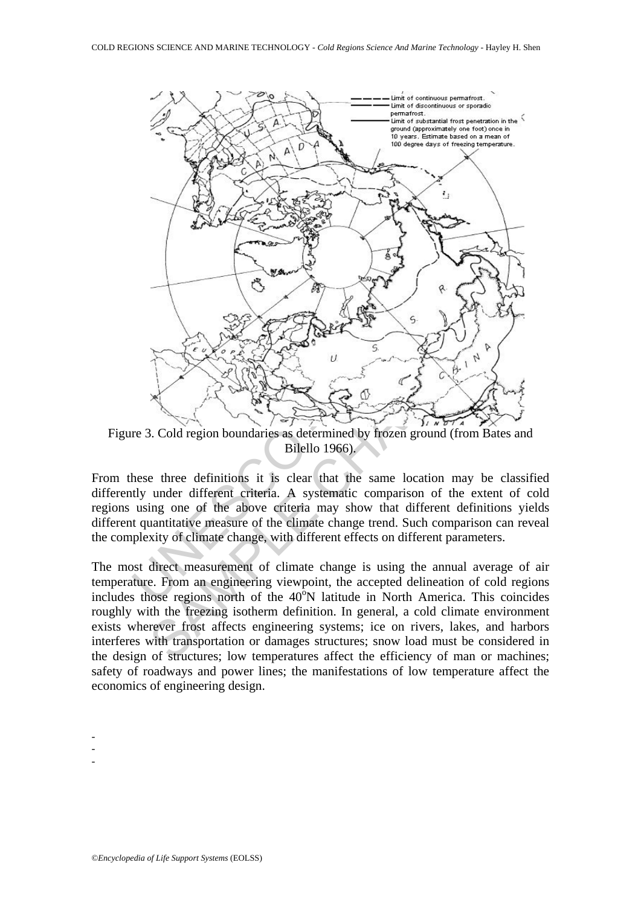Figure 3. Cold region boundaries as determined by frozen ground (from Bates and Bilello 1966).

From these three definitions it is clear that the same location may be classified differently under different criteria. A systematic comparison of the extent of cold regions using one of the above criteria may show that different definitions yields different quantitative measure of the climate change trend. Such comparison can reveal the complexity of climate change, with different effects on different parameters.

The most direct measurement of climate change is using the annual average of air temperature. From an engineering viewpoint, the accepted delineation of cold regions includes those regions north of the 40$^{o}$N latitude in North America. This coincides roughly with the freezing isotherm definition. In general, a cold climate environment exists wherever frost affects engineering systems; ice on rivers, lakes, and harbors interferes with transportation or damages structures; snow load must be considered in the design of structures; low temperatures affect the efficiency of man or machines; safety of roadways and power lines; the manifestations of low temperature affect the economics of engineering design.

-
-
-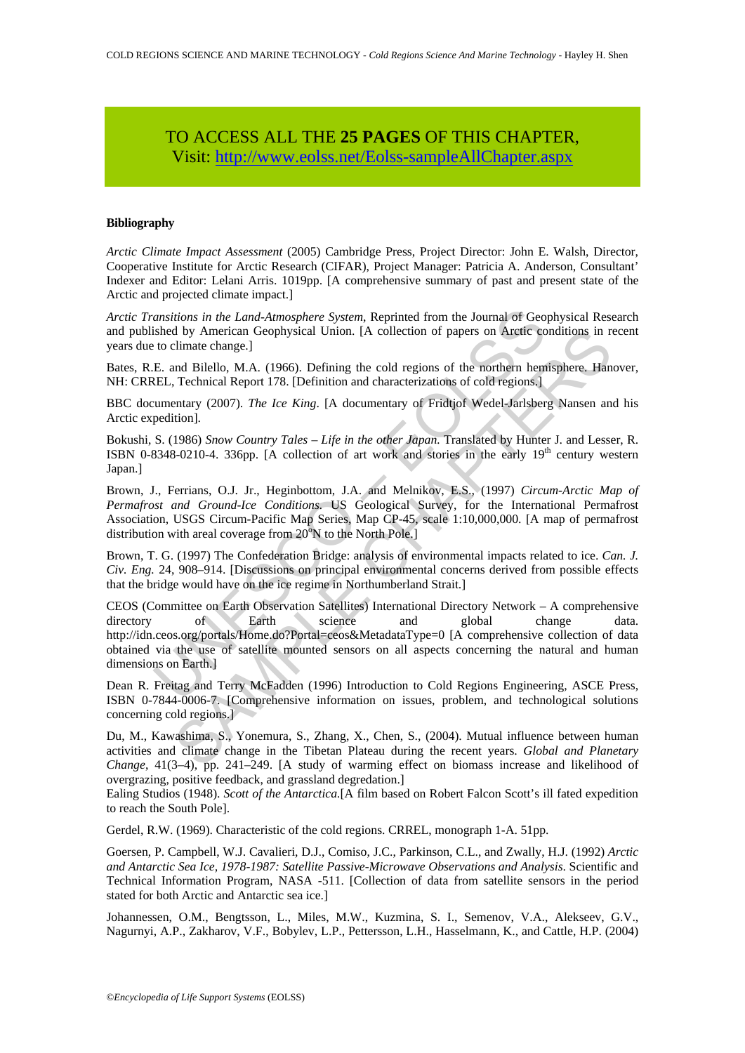TO ACCESS ALL THE **25 PAGES** OF THIS CHAPTER,
Visit: http://www.eolss.net/Eolss-sampleAllChapter.aspx

**Bibliography**

*Arctic Climate Impact Assessment* (2005) Cambridge Press, Project Director: John E. Walsh, Director, Cooperative Institute for Arctic Research (CIFAR), Project Manager: Patricia A. Anderson, Consultant' Indexer and Editor: Lelani Arris. 1019pp. [A comprehensive summary of past and present state of the Arctic and projected climate impact.]

*Arctic Transitions in the Land-Atmosphere System*, Reprinted from the Journal of Geophysical Research and published by American Geophysical Union. [A collection of papers on Arctic conditions in recent years due to climate change.]

Bates, R.E. and Bilello, M.A. (1966). Defining the cold regions of the northern hemisphere. Hanover, NH: CRREL, Technical Report 178. [Definition and characterizations of cold regions.]

BBC documentary (2007). *The Ice King*. [A documentary of Fridtjof Wedel-Jarlsberg Nansen and his Arctic expedition].

Bokushi, S. (1986) *Snow Country Tales – Life in the other Japan.* Translated by Hunter J. and Lesser, R. ISBN 0-8348-0210-4. 336pp. [A collection of art work and stories in the early 19th century western Japan.]

Brown, J., Ferrians, O.J. Jr., Heginbottom, J.A. and Melnikov, E.S., (1997) *Circum-Arctic Map of Permafrost and Ground-Ice Conditions.* US Geological Survey, for the International Permafrost Association, USGS Circum-Pacific Map Series, Map CP-45, scale 1:10,000,000. [A map of permafrost distribution with areal coverage from 20°N to the North Pole.]

Brown, T. G. (1997) The Confederation Bridge: analysis of environmental impacts related to ice. *Can. J. Civ. Eng.* 24, 908–914. [Discussions on principal environmental concerns derived from possible effects that the bridge would have on the ice regime in Northumberland Strait.]

CEOS (Committee on Earth Observation Satellites) International Directory Network – A comprehensive directory of Earth science and global change data. http://idn.ceos.org/portals/Home.do?Portal=ceos&MetadataType=0 [A comprehensive collection of data obtained via the use of satellite mounted sensors on all aspects concerning the natural and human dimensions on Earth.]

Dean R. Freitag and Terry McFadden (1996) Introduction to Cold Regions Engineering, ASCE Press, ISBN 0-7844-0006-7. [Comprehensive information on issues, problem, and technological solutions concerning cold regions.]

Du, M., Kawashima, S., Yonemura, S., Zhang, X., Chen, S., (2004). Mutual influence between human activities and climate change in the Tibetan Plateau during the recent years. *Global and Planetary Change*, 41(3–4), pp. 241–249. [A study of warming effect on biomass increase and likelihood of overgrazing, positive feedback, and grassland degredation.]

Ealing Studios (1948). *Scott of the Antarctica.*[A film based on Robert Falcon Scott's ill fated expedition to reach the South Pole].

Gerdel, R.W. (1969). Characteristic of the cold regions. CRREL, monograph 1-A. 51pp.

Goersen, P. Campbell, W.J. Cavalieri, D.J., Comiso, J.C., Parkinson, C.L., and Zwally, H.J. (1992) *Arctic and Antarctic Sea Ice, 1978-1987: Satellite Passive-Microwave Observations and Analysis.* Scientific and Technical Information Program, NASA -511. [Collection of data from satellite sensors in the period stated for both Arctic and Antarctic sea ice.]

Johannessen, O.M., Bengtsson, L., Miles, M.W., Kuzmina, S. I., Semenov, V.A., Alekseev, G.V., Nagurnyi, A.P., Zakharov, V.F., Bobylev, L.P., Pettersson, L.H., Hasselmann, K., and Cattle, H.P. (2004)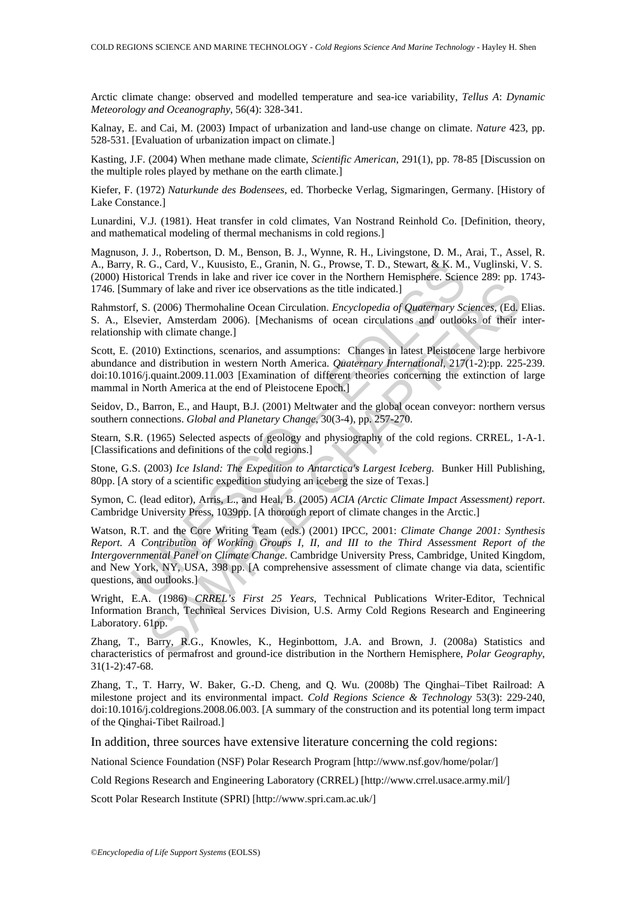Arctic climate change: observed and modelled temperature and sea-ice variability, *Tellus A*: *Dynamic Meteorology and Oceanography*, 56(4): 328-341.

Kalnay, E. and Cai, M. (2003) Impact of urbanization and land-use change on climate. *Nature* 423, pp. 528-531. [Evaluation of urbanization impact on climate.]

Kasting, J.F. (2004) When methane made climate, *Scientific American*, 291(1), pp. 78-85 [Discussion on the multiple roles played by methane on the earth climate.]

Kiefer, F. (1972) *Naturkunde des Bodensees*, ed. Thorbecke Verlag, Sigmaringen, Germany. [History of Lake Constance.]

Lunardini, V.J. (1981). Heat transfer in cold climates, Van Nostrand Reinhold Co. [Definition, theory, and mathematical modeling of thermal mechanisms in cold regions.]

Magnuson, J. J., Robertson, D. M., Benson, B. J., Wynne, R. H., Livingstone, D. M., Arai, T., Assel, R. A., Barry, R. G., Card, V., Kuusisto, E., Granin, N. G., Prowse, T. D., Stewart, & K. M., Vuglinski, V. S. (2000) Historical Trends in lake and river ice cover in the Northern Hemisphere. Science 289: pp. 1743-1746. [Summary of lake and river ice observations as the title indicated.]

Rahmstorf, S. (2006) Thermohaline Ocean Circulation. *Encyclopedia of Quaternary Sciences*, (Ed. Elias. S. A., Elsevier, Amsterdam 2006). [Mechanisms of ocean circulations and outlooks of their inter-relationship with climate change.]

Scott, E. (2010) Extinctions, scenarios, and assumptions: Changes in latest Pleistocene large herbivore abundance and distribution in western North America. *Quaternary International*, 217(1-2):pp. 225-239. doi:10.1016/j.quaint.2009.11.003 [Examination of different theories concerning the extinction of large mammal in North America at the end of Pleistocene Epoch.]

Seidov, D., Barron, E., and Haupt, B.J. (2001) Meltwater and the global ocean conveyor: northern versus southern connections. *Global and Planetary Change*, 30(3-4), pp. 257-270.

Stearn, S.R. (1965) Selected aspects of geology and physiography of the cold regions. CRREL, 1-A-1. [Classifications and definitions of the cold regions.]

Stone, G.S. (2003) *Ice Island: The Expedition to Antarctica's Largest Iceberg.* Bunker Hill Publishing, 80pp. [A story of a scientific expedition studying an iceberg the size of Texas.]

Symon, C. (lead editor), Arris, L., and Heal, B. (2005) *ACIA (Arctic Climate Impact Assessment) report*. Cambridge University Press, 1039pp. [A thorough report of climate changes in the Arctic.]

Watson, R.T. and the Core Writing Team (eds.) (2001) IPCC, 2001: *Climate Change 2001: Synthesis Report. A Contribution of Working Groups I, II, and III to the Third Assessment Report of the Intergovernmental Panel on Climate Change*. Cambridge University Press, Cambridge, United Kingdom, and New York, NY, USA, 398 pp. [A comprehensive assessment of climate change via data, scientific questions, and outlooks.]

Wright, E.A. (1986) *CRREL's First 25 Years*, Technical Publications Writer-Editor, Technical Information Branch, Technical Services Division, U.S. Army Cold Regions Research and Engineering Laboratory. 61pp.

Zhang, T., Barry, R.G., Knowles, K., Heginbottom, J.A. and Brown, J. (2008a) Statistics and characteristics of permafrost and ground-ice distribution in the Northern Hemisphere, *Polar Geography*, 31(1-2):47-68.

Zhang, T., T. Harry, W. Baker, G.-D. Cheng, and Q. Wu. (2008b) The Qinghai–Tibet Railroad: A milestone project and its environmental impact. *Cold Regions Science & Technology* 53(3): 229-240, doi:10.1016/j.coldregions.2008.06.003. [A summary of the construction and its potential long term impact of the Qinghai-Tibet Railroad.]

In addition, three sources have extensive literature concerning the cold regions:

National Science Foundation (NSF) Polar Research Program [http://www.nsf.gov/home/polar/]

Cold Regions Research and Engineering Laboratory (CRREL) [http://www.crrel.usace.army.mil/]

Scott Polar Research Institute (SPRI) [http://www.spri.cam.ac.uk/]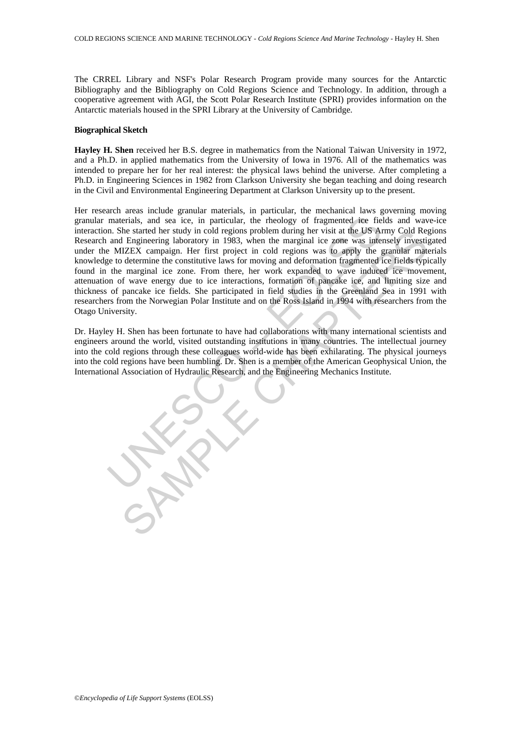The CRREL Library and NSF's Polar Research Program provide many sources for the Antarctic Bibliography and the Bibliography on Cold Regions Science and Technology. In addition, through a cooperative agreement with AGI, the Scott Polar Research Institute (SPRI) provides information on the Antarctic materials housed in the SPRI Library at the University of Cambridge.

**Biographical Sketch**

**Hayley H. Shen** received her B.S. degree in mathematics from the National Taiwan University in 1972, and a Ph.D. in applied mathematics from the University of Iowa in 1976. All of the mathematics was intended to prepare her for her real interest: the physical laws behind the universe. After completing a Ph.D. in Engineering Sciences in 1982 from Clarkson University she began teaching and doing research in the Civil and Environmental Engineering Department at Clarkson University up to the present.

Her research areas include granular materials, in particular, the mechanical laws governing moving granular materials, and sea ice, in particular, the rheology of fragmented ice fields and wave-ice interaction. She started her study in cold regions problem during her visit at the US Army Cold Regions Research and Engineering laboratory in 1983, when the marginal ice zone was intensely investigated under the MIZEX campaign. Her first project in cold regions was to apply the granular materials knowledge to determine the constitutive laws for moving and deformation fragmented ice fields typically found in the marginal ice zone. From there, her work expanded to wave induced ice movement, attenuation of wave energy due to ice interactions, formation of pancake ice, and limiting size and thickness of pancake ice fields. She participated in field studies in the Greenland Sea in 1991 with researchers from the Norwegian Polar Institute and on the Ross Island in 1994 with researchers from the Otago University.

Dr. Hayley H. Shen has been fortunate to have had collaborations with many international scientists and engineers around the world, visited outstanding institutions in many countries. The intellectual journey into the cold regions through these colleagues world-wide has been exhilarating. The physical journeys into the cold regions have been humbling. Dr. Shen is a member of the American Geophysical Union, the International Association of Hydraulic Research, and the Engineering Mechanics Institute.